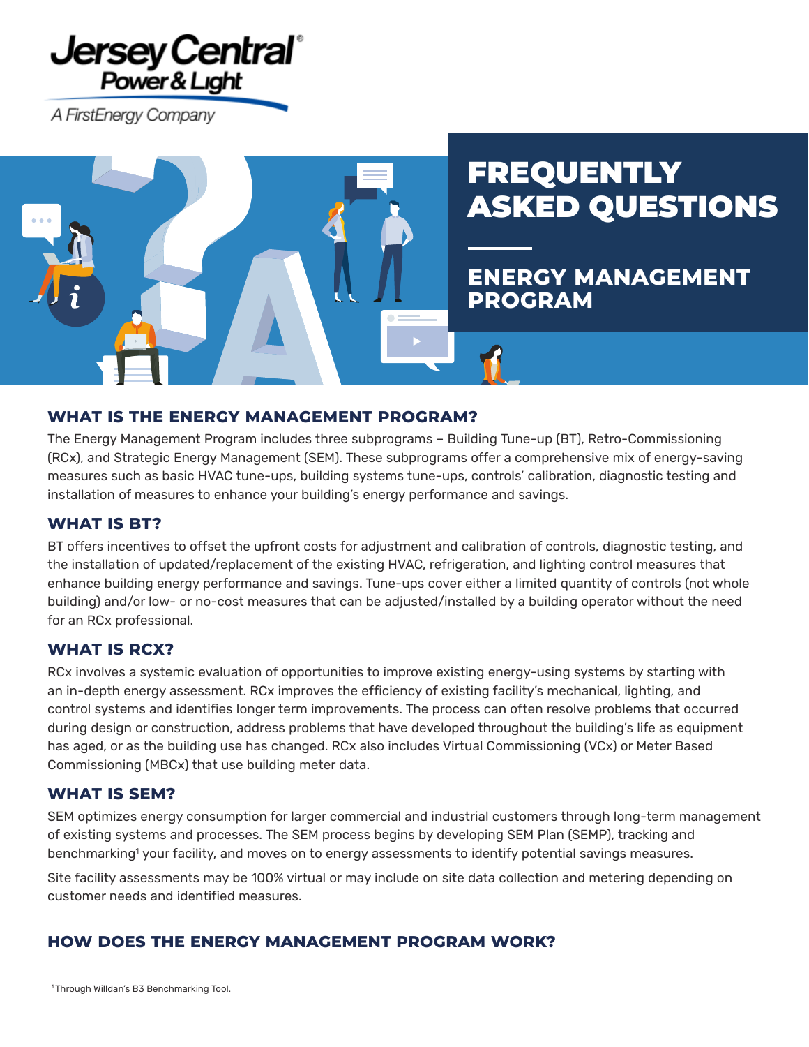Jersey Central Power & Light

A FirstEnergy Company

# FREQUENTLY ASKED QUESTIONS

## ENERGY MANAGEMENT PROGRAM

### WHAT IS THE ENERGY MANAGEMENT PROGRAM?

The Energy Management Program includes three subprograms – Building Tune-up (BT), Retro-Commissioning (RCx), and Strategic Energy Management (SEM). These subprograms offer a comprehensive mix of energy-saving measures such as basic HVAC tune-ups, building systems tune-ups, controls' calibration, diagnostic testing and installation of measures to enhance your building's energy performance and savings.

### WHAT IS BT?

BT offers incentives to offset the upfront costs for adjustment and calibration of controls, diagnostic testing, and the installation of updated/replacement of the existing HVAC, refrigeration, and lighting control measures that enhance building energy performance and savings. Tune-ups cover either a limited quantity of controls (not whole building) and/or low- or no-cost measures that can be adjusted/installed by a building operator without the need for an RCx professional.

### WHAT IS RCX?

RCx involves a systemic evaluation of opportunities to improve existing energy-using systems by starting with an in-depth energy assessment. RCx improves the efficiency of existing facility's mechanical, lighting, and control systems and identifies longer term improvements. The process can often resolve problems that occurred during design or construction, address problems that have developed throughout the building's life as equipment has aged, or as the building use has changed. RCx also includes Virtual Commissioning (VCx) or Meter Based Commissioning (MBCx) that use building meter data.

### WHAT IS SEM?

SEM optimizes energy consumption for larger commercial and industrial customers through long-term management of existing systems and processes. The SEM process begins by developing SEM Plan (SEMP), tracking and benchmarking[1] your facility, and moves on to energy assessments to identify potential savings measures.

Site facility assessments may be 100% virtual or may include on site data collection and metering depending on customer needs and identified measures.

### HOW DOES THE ENERGY MANAGEMENT PROGRAM WORK?

[1] Through Willdan's B3 Benchmarking Tool.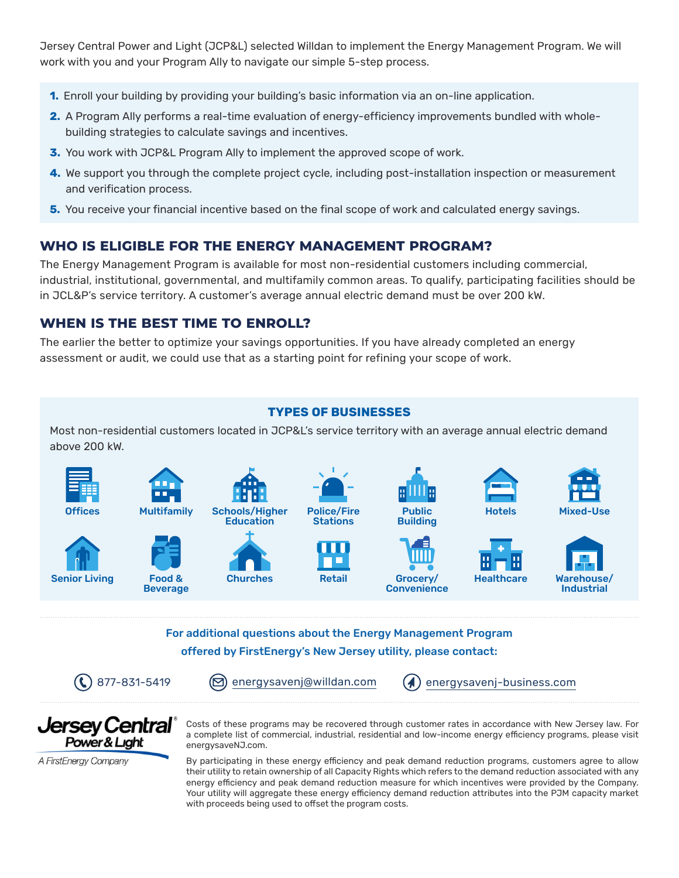Jersey Central Power and Light (JCP&L) selected Willdan to implement the Energy Management Program. We will work with you and your Program Ally to navigate our simple 5-step process.

1. Enroll your building by providing your building's basic information via an on-line application.
2. A Program Ally performs a real-time evaluation of energy-efficiency improvements bundled with whole-building strategies to calculate savings and incentives.
3. You work with JCP&L Program Ally to implement the approved scope of work.
4. We support you through the complete project cycle, including post-installation inspection or measurement and verification process.
5. You receive your financial incentive based on the final scope of work and calculated energy savings.

## WHO IS ELIGIBLE FOR THE ENERGY MANAGEMENT PROGRAM?

The Energy Management Program is available for most non-residential customers including commercial, industrial, institutional, governmental, and multifamily common areas. To qualify, participating facilities should be in JCL&P's service territory. A customer's average annual electric demand must be over 200 kW.

## WHEN IS THE BEST TIME TO ENROLL?

The earlier the better to optimize your savings opportunities. If you have already completed an energy assessment or audit, we could use that as a starting point for refining your scope of work.

### TYPES OF BUSINESSES

Most non-residential customers located in JCP&L's service territory with an average annual electric demand above 200 kW.

Offices
Multifamily
Schools/Higher Education
Police/Fire Stations
Public Building
Hotels
Mixed-Use
Senior Living
Food & Beverage
Churches
Retail
Grocery/ Convenience
Healthcare
Warehouse/ Industrial

**For additional questions about the Energy Management Program offered by FirstEnergy's New Jersey utility, please contact:**

877-831-5419
energysavenj@willdan.com
energysavenj-business.com

Jersey Central Power & Light
A FirstEnergy Company

Costs of these programs may be recovered through customer rates in accordance with New Jersey law. For a complete list of commercial, industrial, residential and low-income energy efficiency programs, please visit energysaveNJ.com.

By participating in these energy efficiency and peak demand reduction programs, customers agree to allow their utility to retain ownership of all Capacity Rights which refers to the demand reduction associated with any energy efficiency and peak demand reduction measure for which incentives were provided by the Company. Your utility will aggregate these energy efficiency demand reduction attributes into the PJM capacity market with proceeds being used to offset the program costs.